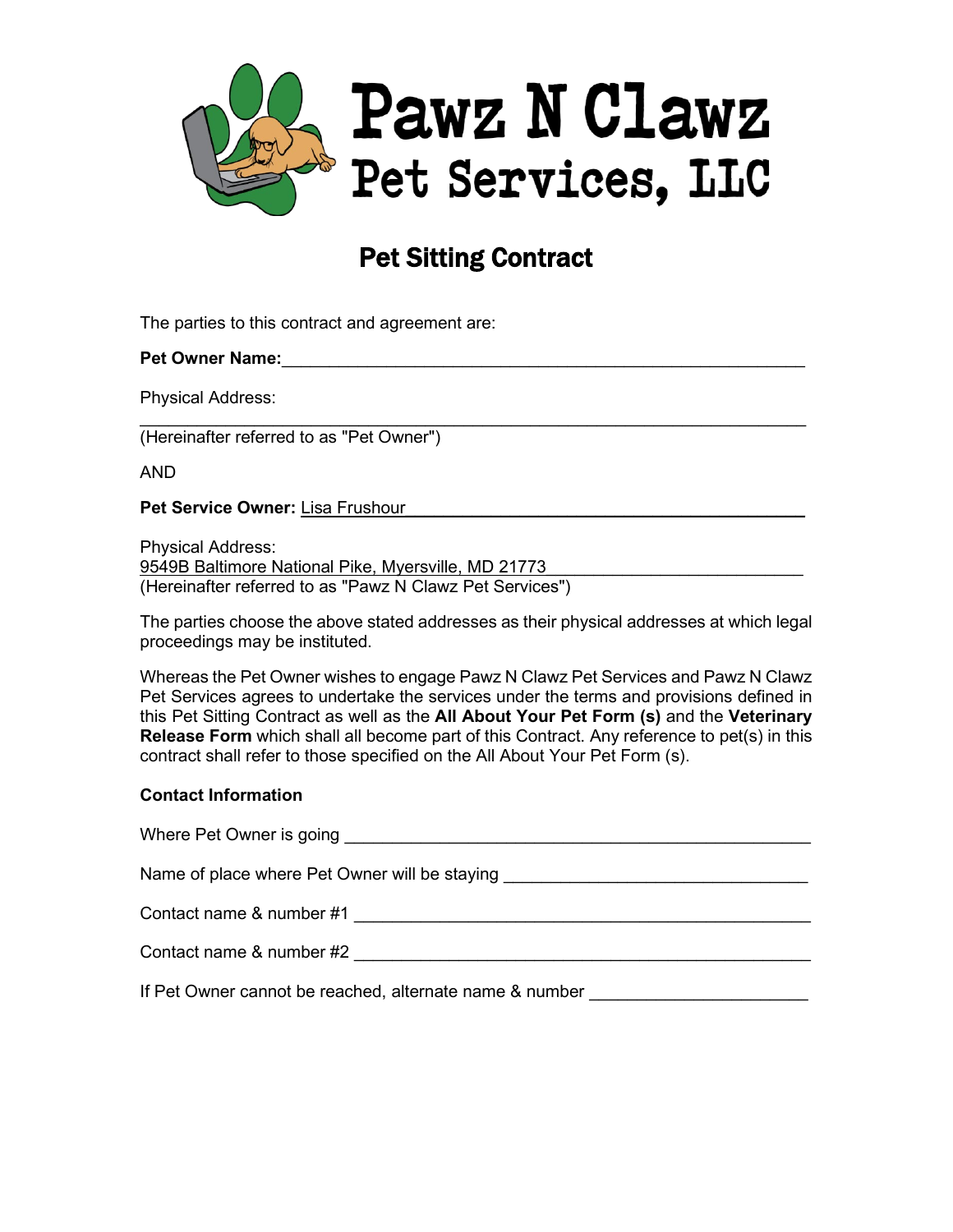# Pawz N Clawz Pet Services, LLC

## Pet Sitting Contract

The parties to this contract and agreement are:

**Pet Owner Name:**___________________________________________________________

Physical Address:
_____________________________________________________________________________
(Hereinafter referred to as "Pet Owner")

AND

**Pet Service Owner:** Lisa Frushour

Physical Address:
9549B Baltimore National Pike, Myersville, MD 21773
(Hereinafter referred to as "Pawz N Clawz Pet Services")

The parties choose the above stated addresses as their physical addresses at which legal proceedings may be instituted.

Whereas the Pet Owner wishes to engage Pawz N Clawz Pet Services and Pawz N Clawz Pet Services agrees to undertake the services under the terms and provisions defined in this Pet Sitting Contract as well as the **All About Your Pet Form (s)** and the **Veterinary Release Form** which shall all become part of this Contract. Any reference to pet(s) in this contract shall refer to those specified on the All About Your Pet Form (s).

**Contact Information**

Where Pet Owner is going _____________________________________________

Name of place where Pet Owner will be staying ______________________________

Contact name & number #1 _____________________________________________

Contact name & number #2 _____________________________________________

If Pet Owner cannot be reached, alternate name & number ______________________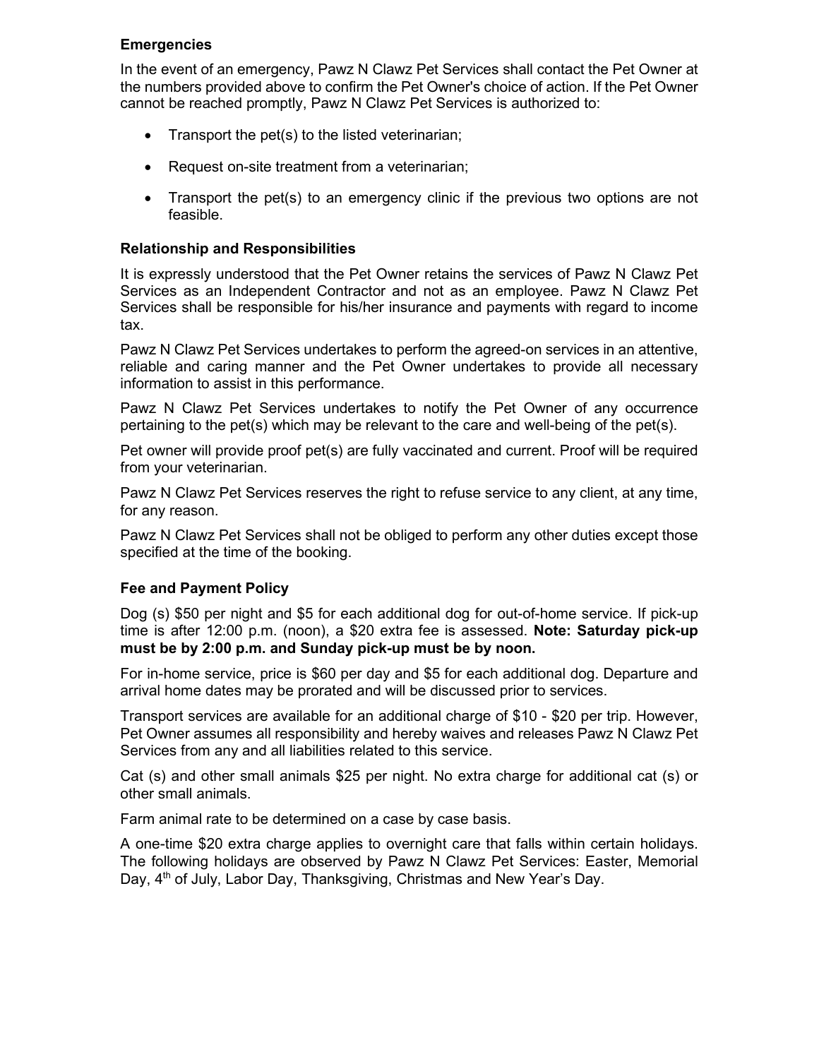**Emergencies**

In the event of an emergency, Pawz N Clawz Pet Services shall contact the Pet Owner at the numbers provided above to confirm the Pet Owner's choice of action. If the Pet Owner cannot be reached promptly, Pawz N Clawz Pet Services is authorized to:

- Transport the pet(s) to the listed veterinarian;
- Request on-site treatment from a veterinarian;
- Transport the pet(s) to an emergency clinic if the previous two options are not feasible.

**Relationship and Responsibilities**

It is expressly understood that the Pet Owner retains the services of Pawz N Clawz Pet Services as an Independent Contractor and not as an employee. Pawz N Clawz Pet Services shall be responsible for his/her insurance and payments with regard to income tax.

Pawz N Clawz Pet Services undertakes to perform the agreed-on services in an attentive, reliable and caring manner and the Pet Owner undertakes to provide all necessary information to assist in this performance.

Pawz N Clawz Pet Services undertakes to notify the Pet Owner of any occurrence pertaining to the pet(s) which may be relevant to the care and well-being of the pet(s).

Pet owner will provide proof pet(s) are fully vaccinated and current. Proof will be required from your veterinarian.

Pawz N Clawz Pet Services reserves the right to refuse service to any client, at any time, for any reason.

Pawz N Clawz Pet Services shall not be obliged to perform any other duties except those specified at the time of the booking.

**Fee and Payment Policy**

Dog (s) $50 per night and $5 for each additional dog for out-of-home service. If pick-up time is after 12:00 p.m. (noon), a $20 extra fee is assessed. **Note: Saturday pick-up must be by 2:00 p.m. and Sunday pick-up must be by noon.**

For in-home service, price is $60 per day and $5 for each additional dog. Departure and arrival home dates may be prorated and will be discussed prior to services.

Transport services are available for an additional charge of $10 - $20 per trip. However, Pet Owner assumes all responsibility and hereby waives and releases Pawz N Clawz Pet Services from any and all liabilities related to this service.

Cat (s) and other small animals $25 per night. No extra charge for additional cat (s) or other small animals.

Farm animal rate to be determined on a case by case basis.

A one-time $20 extra charge applies to overnight care that falls within certain holidays. The following holidays are observed by Pawz N Clawz Pet Services: Easter, Memorial Day, 4th of July, Labor Day, Thanksgiving, Christmas and New Year's Day.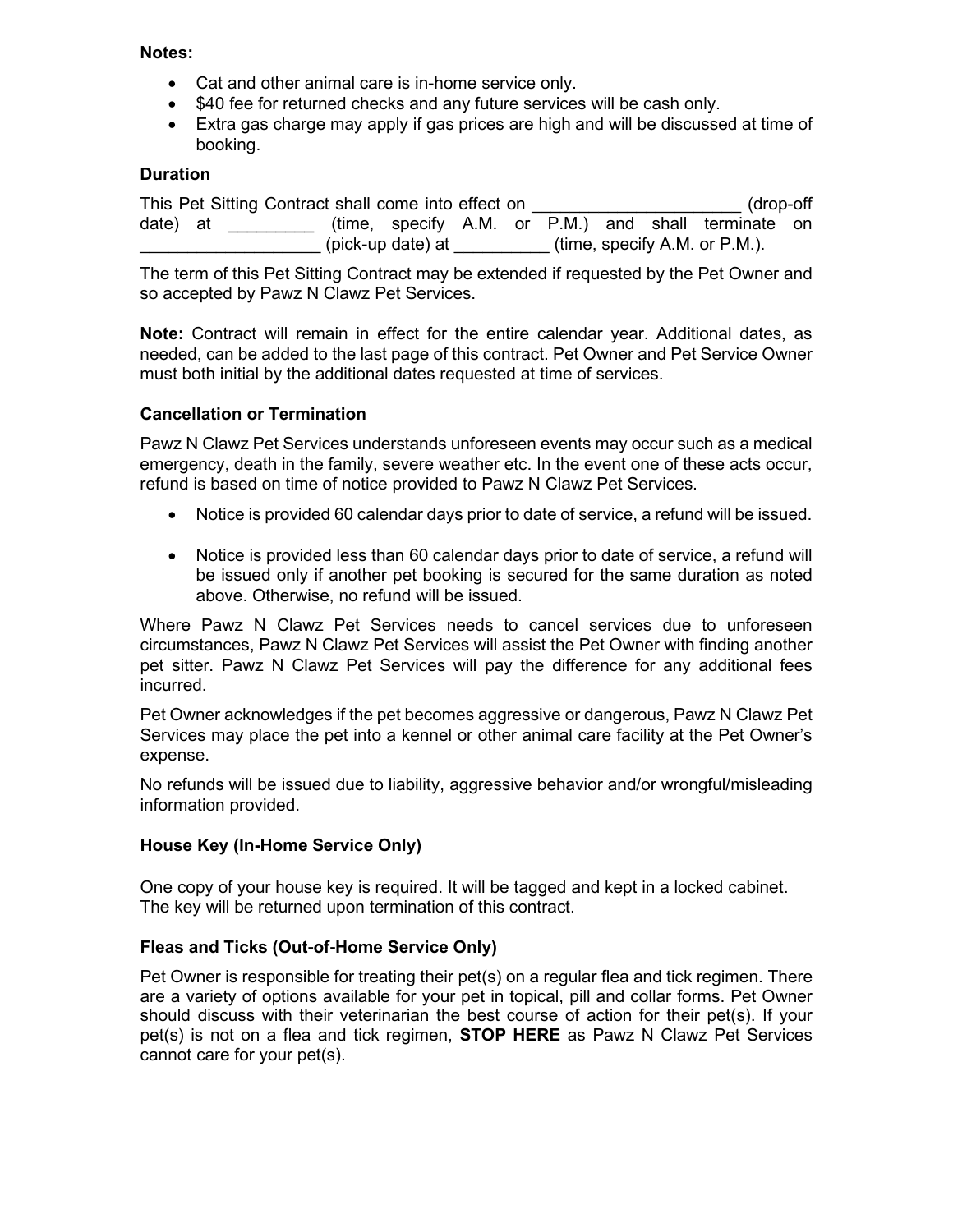**Notes:**

- Cat and other animal care is in-home service only.
- $40 fee for returned checks and any future services will be cash only.
- Extra gas charge may apply if gas prices are high and will be discussed at time of booking.

**Duration**

This Pet Sitting Contract shall come into effect on ______________________ (drop-off date) at _________ (time, specify A.M. or P.M.) and shall terminate on ___________________ (pick-up date) at __________ (time, specify A.M. or P.M.).

The term of this Pet Sitting Contract may be extended if requested by the Pet Owner and so accepted by Pawz N Clawz Pet Services.

**Note:** Contract will remain in effect for the entire calendar year. Additional dates, as needed, can be added to the last page of this contract. Pet Owner and Pet Service Owner must both initial by the additional dates requested at time of services.

**Cancellation or Termination**

Pawz N Clawz Pet Services understands unforeseen events may occur such as a medical emergency, death in the family, severe weather etc. In the event one of these acts occur, refund is based on time of notice provided to Pawz N Clawz Pet Services.

- Notice is provided 60 calendar days prior to date of service, a refund will be issued.
- Notice is provided less than 60 calendar days prior to date of service, a refund will be issued only if another pet booking is secured for the same duration as noted above. Otherwise, no refund will be issued.

Where Pawz N Clawz Pet Services needs to cancel services due to unforeseen circumstances, Pawz N Clawz Pet Services will assist the Pet Owner with finding another pet sitter. Pawz N Clawz Pet Services will pay the difference for any additional fees incurred.

Pet Owner acknowledges if the pet becomes aggressive or dangerous, Pawz N Clawz Pet Services may place the pet into a kennel or other animal care facility at the Pet Owner's expense.

No refunds will be issued due to liability, aggressive behavior and/or wrongful/misleading information provided.

**House Key (In-Home Service Only)**

One copy of your house key is required. It will be tagged and kept in a locked cabinet. The key will be returned upon termination of this contract.

**Fleas and Ticks (Out-of-Home Service Only)**

Pet Owner is responsible for treating their pet(s) on a regular flea and tick regimen. There are a variety of options available for your pet in topical, pill and collar forms. Pet Owner should discuss with their veterinarian the best course of action for their pet(s). If your pet(s) is not on a flea and tick regimen, **STOP HERE** as Pawz N Clawz Pet Services cannot care for your pet(s).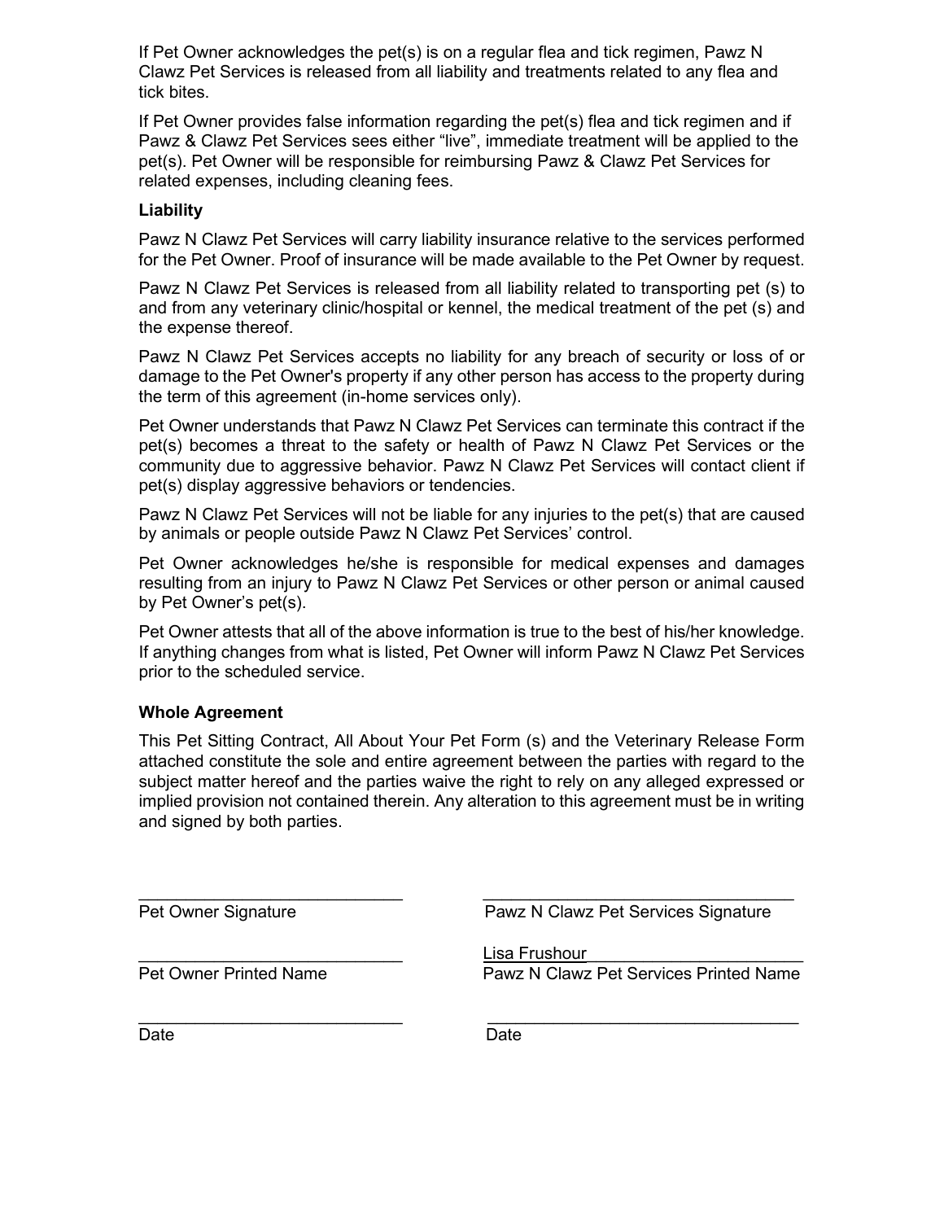If Pet Owner acknowledges the pet(s) is on a regular flea and tick regimen, Pawz N Clawz Pet Services is released from all liability and treatments related to any flea and tick bites.

If Pet Owner provides false information regarding the pet(s) flea and tick regimen and if Pawz & Clawz Pet Services sees either "live", immediate treatment will be applied to the pet(s). Pet Owner will be responsible for reimbursing Pawz & Clawz Pet Services for related expenses, including cleaning fees.

**Liability**

Pawz N Clawz Pet Services will carry liability insurance relative to the services performed for the Pet Owner. Proof of insurance will be made available to the Pet Owner by request.

Pawz N Clawz Pet Services is released from all liability related to transporting pet (s) to and from any veterinary clinic/hospital or kennel, the medical treatment of the pet (s) and the expense thereof.

Pawz N Clawz Pet Services accepts no liability for any breach of security or loss of or damage to the Pet Owner's property if any other person has access to the property during the term of this agreement (in-home services only).

Pet Owner understands that Pawz N Clawz Pet Services can terminate this contract if the pet(s) becomes a threat to the safety or health of Pawz N Clawz Pet Services or the community due to aggressive behavior. Pawz N Clawz Pet Services will contact client if pet(s) display aggressive behaviors or tendencies.

Pawz N Clawz Pet Services will not be liable for any injuries to the pet(s) that are caused by animals or people outside Pawz N Clawz Pet Services' control.

Pet Owner acknowledges he/she is responsible for medical expenses and damages resulting from an injury to Pawz N Clawz Pet Services or other person or animal caused by Pet Owner's pet(s).

Pet Owner attests that all of the above information is true to the best of his/her knowledge. If anything changes from what is listed, Pet Owner will inform Pawz N Clawz Pet Services prior to the scheduled service.

**Whole Agreement**

This Pet Sitting Contract, All About Your Pet Form (s) and the Veterinary Release Form attached constitute the sole and entire agreement between the parties with regard to the subject matter hereof and the parties waive the right to rely on any alleged expressed or implied provision not contained therein. Any alteration to this agreement must be in writing and signed by both parties.

| | |
|---|---|
| ____________________________ | ____________________________ |
| Pet Owner Signature | Pawz N Clawz Pet Services Signature |
| ____________________________ | Lisa Frushour |
| Pet Owner Printed Name | Pawz N Clawz Pet Services Printed Name |
| ____________________________ | ____________________________ |
| Date | Date |